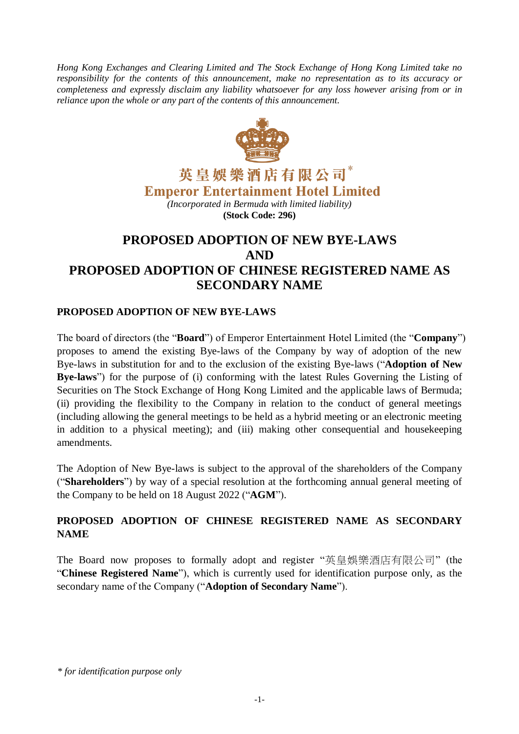*Hong Kong Exchanges and Clearing Limited and The Stock Exchange of Hong Kong Limited take no responsibility for the contents of this announcement, make no representation as to its accuracy or completeness and expressly disclaim any liability whatsoever for any loss however arising from or in reliance upon the whole or any part of the contents of this announcement.*

**英皇娛樂酒店有限公司*** 
**Emperor Entertainment Hotel Limited**
*(Incorporated in Bermuda with limited liability)*
**(Stock Code: 296)**

# PROPOSED ADOPTION OF NEW BYE-LAWS AND PROPOSED ADOPTION OF CHINESE REGISTERED NAME AS SECONDARY NAME

## PROPOSED ADOPTION OF NEW BYE-LAWS

The board of directors (the "**Board**") of Emperor Entertainment Hotel Limited (the "**Company**") proposes to amend the existing Bye-laws of the Company by way of adoption of the new Bye-laws in substitution for and to the exclusion of the existing Bye-laws ("**Adoption of New Bye-laws**") for the purpose of (i) conforming with the latest Rules Governing the Listing of Securities on The Stock Exchange of Hong Kong Limited and the applicable laws of Bermuda; (ii) providing the flexibility to the Company in relation to the conduct of general meetings (including allowing the general meetings to be held as a hybrid meeting or an electronic meeting in addition to a physical meeting); and (iii) making other consequential and housekeeping amendments.

The Adoption of New Bye-laws is subject to the approval of the shareholders of the Company ("**Shareholders**") by way of a special resolution at the forthcoming annual general meeting of the Company to be held on 18 August 2022 ("**AGM**").

## PROPOSED ADOPTION OF CHINESE REGISTERED NAME AS SECONDARY NAME

The Board now proposes to formally adopt and register "英皇娛樂酒店有限公司" (the "**Chinese Registered Name**"), which is currently used for identification purpose only, as the secondary name of the Company ("**Adoption of Secondary Name**").

*\* for identification purpose only*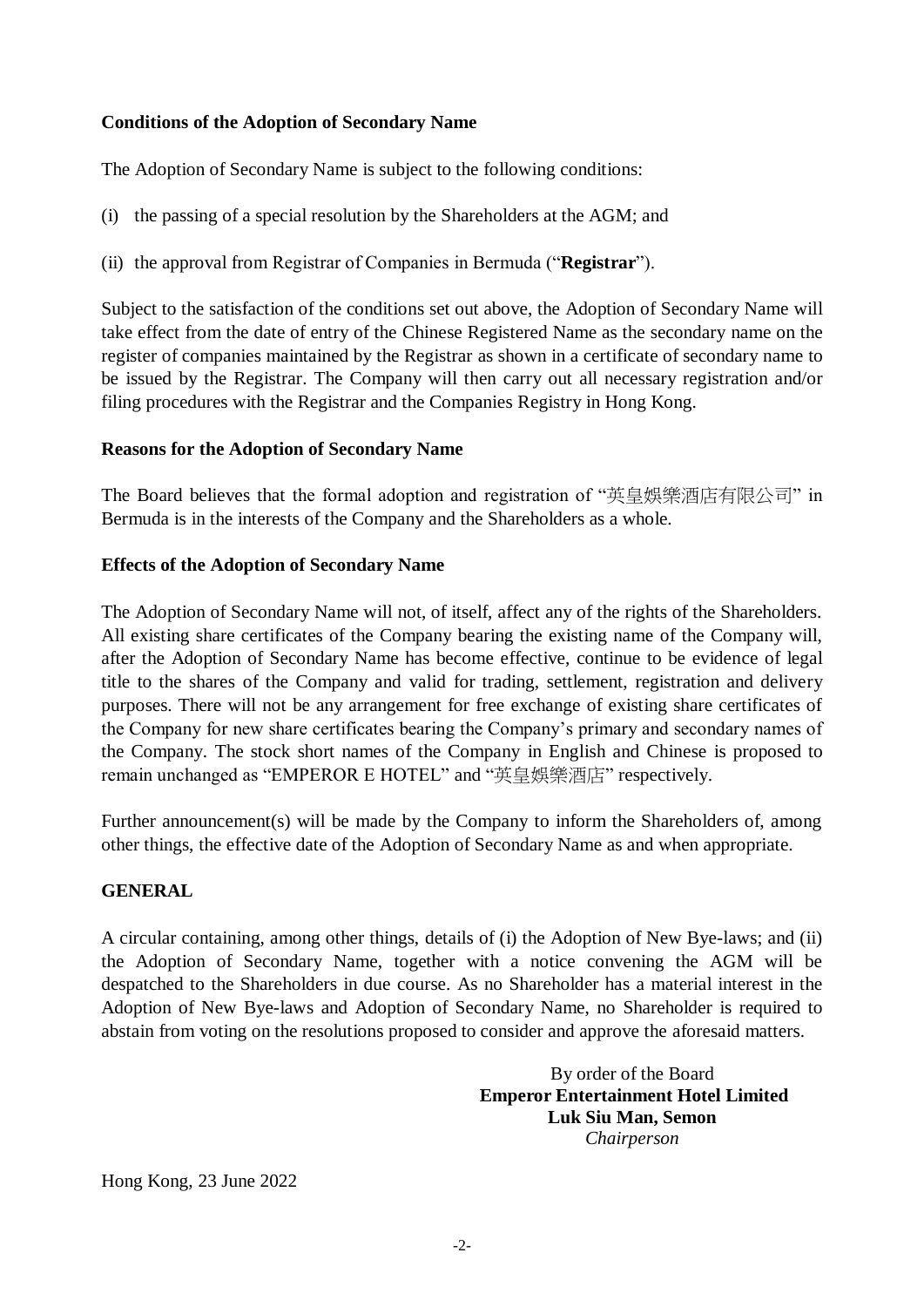**Conditions of the Adoption of Secondary Name**

The Adoption of Secondary Name is subject to the following conditions:

(i) the passing of a special resolution by the Shareholders at the AGM; and

(ii) the approval from Registrar of Companies in Bermuda ("**Registrar**").

Subject to the satisfaction of the conditions set out above, the Adoption of Secondary Name will take effect from the date of entry of the Chinese Registered Name as the secondary name on the register of companies maintained by the Registrar as shown in a certificate of secondary name to be issued by the Registrar. The Company will then carry out all necessary registration and/or filing procedures with the Registrar and the Companies Registry in Hong Kong.

**Reasons for the Adoption of Secondary Name**

The Board believes that the formal adoption and registration of "英皇娛樂酒店有限公司" in Bermuda is in the interests of the Company and the Shareholders as a whole.

**Effects of the Adoption of Secondary Name**

The Adoption of Secondary Name will not, of itself, affect any of the rights of the Shareholders. All existing share certificates of the Company bearing the existing name of the Company will, after the Adoption of Secondary Name has become effective, continue to be evidence of legal title to the shares of the Company and valid for trading, settlement, registration and delivery purposes. There will not be any arrangement for free exchange of existing share certificates of the Company for new share certificates bearing the Company's primary and secondary names of the Company. The stock short names of the Company in English and Chinese is proposed to remain unchanged as "EMPEROR E HOTEL" and "英皇娛樂酒店" respectively.

Further announcement(s) will be made by the Company to inform the Shareholders of, among other things, the effective date of the Adoption of Secondary Name as and when appropriate.

**GENERAL**

A circular containing, among other things, details of (i) the Adoption of New Bye-laws; and (ii) the Adoption of Secondary Name, together with a notice convening the AGM will be despatched to the Shareholders in due course. As no Shareholder has a material interest in the Adoption of New Bye-laws and Adoption of Secondary Name, no Shareholder is required to abstain from voting on the resolutions proposed to consider and approve the aforesaid matters.

By order of the Board
**Emperor Entertainment Hotel Limited**
**Luk Siu Man, Semon**
*Chairperson*

Hong Kong, 23 June 2022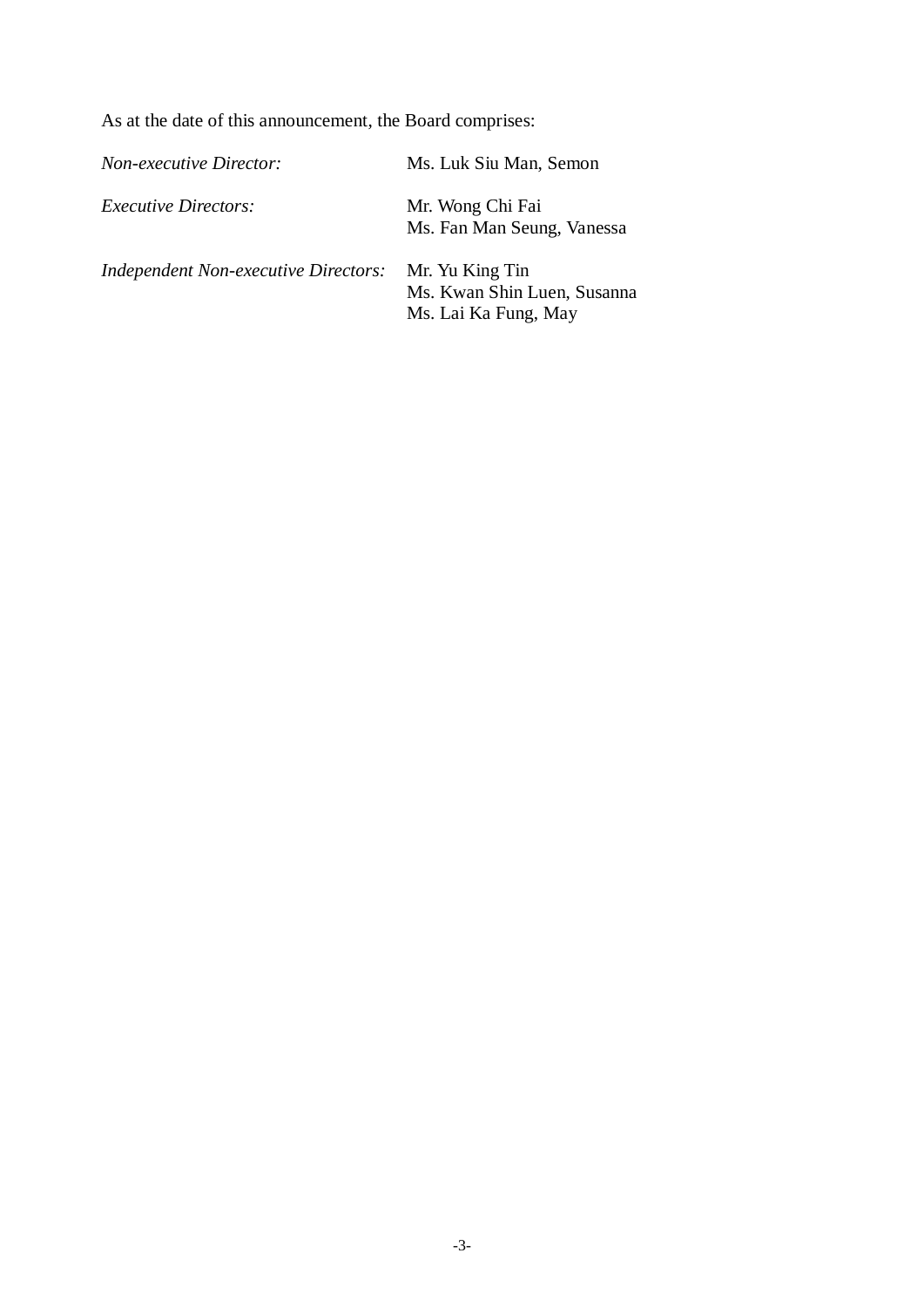As at the date of this announcement, the Board comprises:

| | |
|---|---|
| *Non-executive Director:* | Ms. Luk Siu Man, Semon |
| *Executive Directors:* | Mr. Wong Chi Fai<br>Ms. Fan Man Seung, Vanessa |
| *Independent Non-executive Directors:* | Mr. Yu King Tin<br>Ms. Kwan Shin Luen, Susanna<br>Ms. Lai Ka Fung, May |